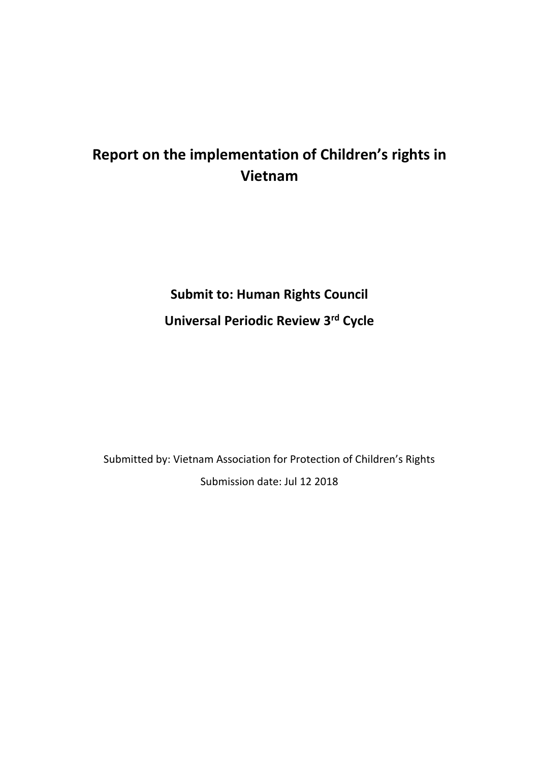# Report on the implementation of Children's rights in Vietnam

**Submit to: Human Rights Council**

**Universal Periodic Review 3rd Cycle**

Submitted by: Vietnam Association for Protection of Children's Rights

Submission date: Jul 12 2018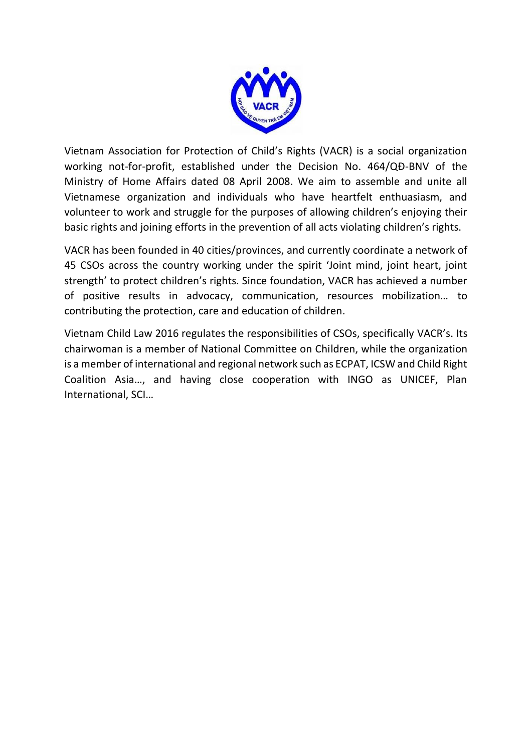Vietnam Association for Protection of Child's Rights (VACR) is a social organization working not-for-profit, established under the Decision No. 464/QĐ-BNV of the Ministry of Home Affairs dated 08 April 2008. We aim to assemble and unite all Vietnamese organization and individuals who have heartfelt enthuasiasm, and volunteer to work and struggle for the purposes of allowing children's enjoying their basic rights and joining efforts in the prevention of all acts violating children's rights.

VACR has been founded in 40 cities/provinces, and currently coordinate a network of 45 CSOs across the country working under the spirit 'Joint mind, joint heart, joint strength' to protect children's rights. Since foundation, VACR has achieved a number of positive results in advocacy, communication, resources mobilization… to contributing the protection, care and education of children.

Vietnam Child Law 2016 regulates the responsibilities of CSOs, specifically VACR's. Its chairwoman is a member of National Committee on Children, while the organization is a member of international and regional network such as ECPAT, ICSW and Child Right Coalition Asia…, and having close cooperation with INGO as UNICEF, Plan International, SCI…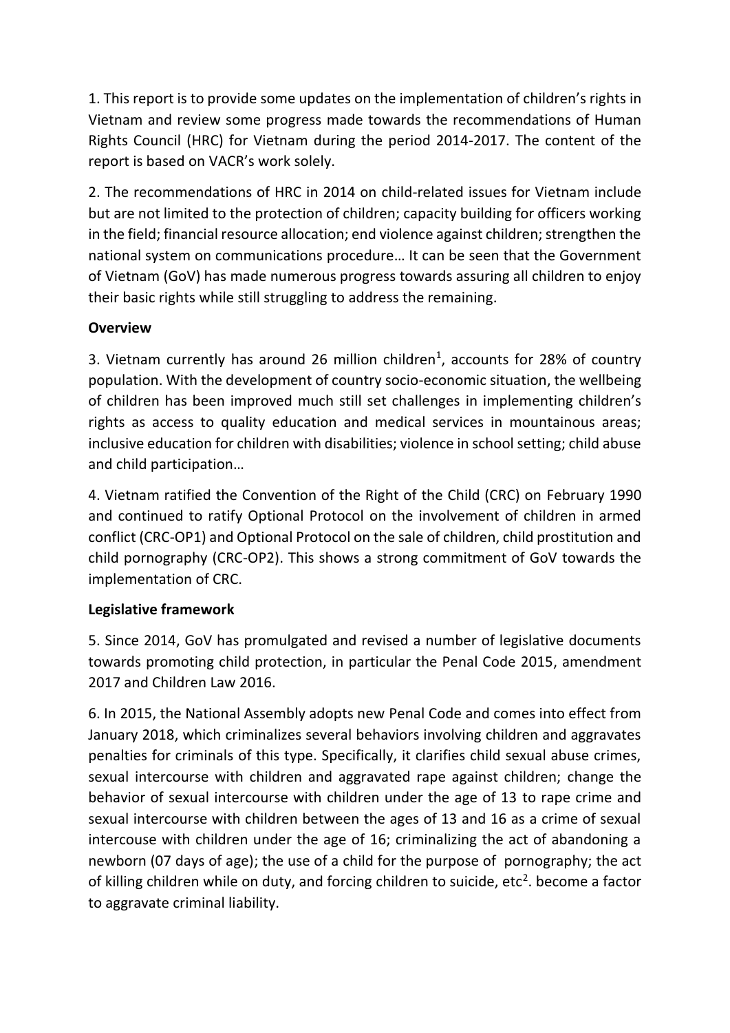1. This report is to provide some updates on the implementation of children's rights in Vietnam and review some progress made towards the recommendations of Human Rights Council (HRC) for Vietnam during the period 2014-2017. The content of the report is based on VACR's work solely.

2. The recommendations of HRC in 2014 on child-related issues for Vietnam include but are not limited to the protection of children; capacity building for officers working in the field; financial resource allocation; end violence against children; strengthen the national system on communications procedure… It can be seen that the Government of Vietnam (GoV) has made numerous progress towards assuring all children to enjoy their basic rights while still struggling to address the remaining.

**Overview**

3. Vietnam currently has around 26 million children[1], accounts for 28% of country population. With the development of country socio-economic situation, the wellbeing of children has been improved much still set challenges in implementing children's rights as access to quality education and medical services in mountainous areas; inclusive education for children with disabilities; violence in school setting; child abuse and child participation…

4. Vietnam ratified the Convention of the Right of the Child (CRC) on February 1990 and continued to ratify Optional Protocol on the involvement of children in armed conflict (CRC-OP1) and Optional Protocol on the sale of children, child prostitution and child pornography (CRC-OP2). This shows a strong commitment of GoV towards the implementation of CRC.

**Legislative framework**

5. Since 2014, GoV has promulgated and revised a number of legislative documents towards promoting child protection, in particular the Penal Code 2015, amendment 2017 and Children Law 2016.

6. In 2015, the National Assembly adopts new Penal Code and comes into effect from January 2018, which criminalizes several behaviors involving children and aggravates penalties for criminals of this type. Specifically, it clarifies child sexual abuse crimes, sexual intercourse with children and aggravated rape against children; change the behavior of sexual intercourse with children under the age of 13 to rape crime and sexual intercourse with children between the ages of 13 and 16 as a crime of sexual intercouse with children under the age of 16; criminalizing the act of abandoning a newborn (07 days of age); the use of a child for the purpose of pornography; the act of killing children while on duty, and forcing children to suicide, etc[2]. become a factor to aggravate criminal liability.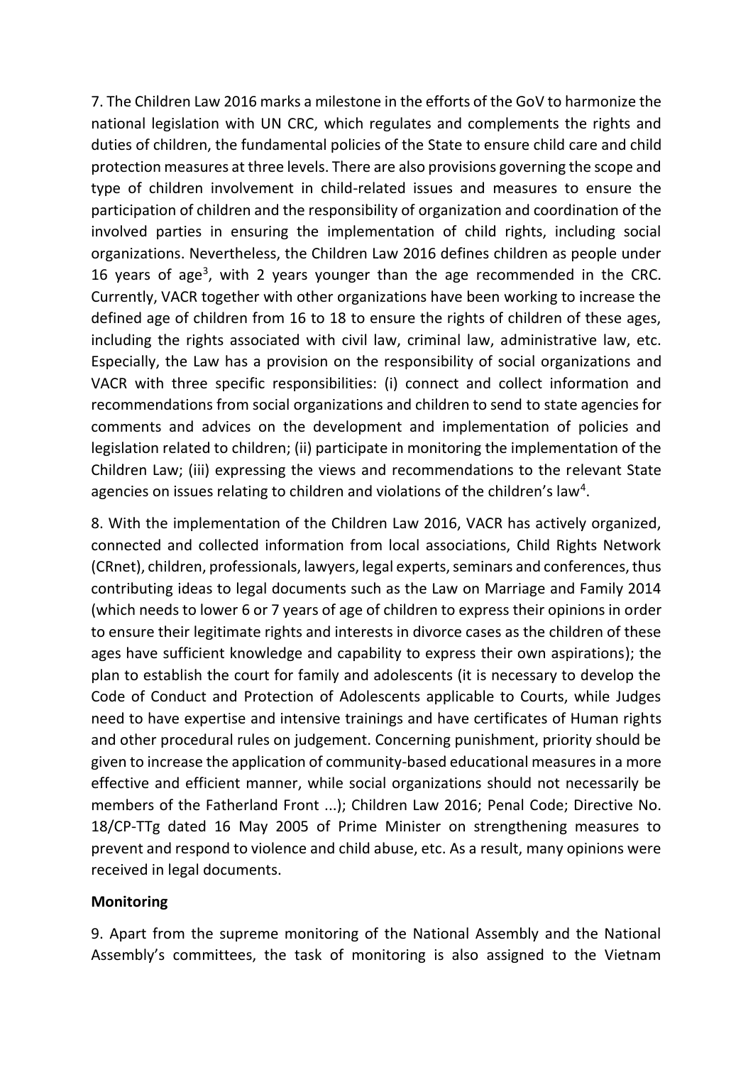7. The Children Law 2016 marks a milestone in the efforts of the GoV to harmonize the national legislation with UN CRC, which regulates and complements the rights and duties of children, the fundamental policies of the State to ensure child care and child protection measures at three levels. There are also provisions governing the scope and type of children involvement in child-related issues and measures to ensure the participation of children and the responsibility of organization and coordination of the involved parties in ensuring the implementation of child rights, including social organizations. Nevertheless, the Children Law 2016 defines children as people under 16 years of age[3], with 2 years younger than the age recommended in the CRC. Currently, VACR together with other organizations have been working to increase the defined age of children from 16 to 18 to ensure the rights of children of these ages, including the rights associated with civil law, criminal law, administrative law, etc. Especially, the Law has a provision on the responsibility of social organizations and VACR with three specific responsibilities: (i) connect and collect information and recommendations from social organizations and children to send to state agencies for comments and advices on the development and implementation of policies and legislation related to children; (ii) participate in monitoring the implementation of the Children Law; (iii) expressing the views and recommendations to the relevant State agencies on issues relating to children and violations of the children's law[4].

8. With the implementation of the Children Law 2016, VACR has actively organized, connected and collected information from local associations, Child Rights Network (CRnet), children, professionals, lawyers, legal experts, seminars and conferences, thus contributing ideas to legal documents such as the Law on Marriage and Family 2014 (which needs to lower 6 or 7 years of age of children to express their opinions in order to ensure their legitimate rights and interests in divorce cases as the children of these ages have sufficient knowledge and capability to express their own aspirations); the plan to establish the court for family and adolescents (it is necessary to develop the Code of Conduct and Protection of Adolescents applicable to Courts, while Judges need to have expertise and intensive trainings and have certificates of Human rights and other procedural rules on judgement. Concerning punishment, priority should be given to increase the application of community-based educational measures in a more effective and efficient manner, while social organizations should not necessarily be members of the Fatherland Front ...); Children Law 2016; Penal Code; Directive No. 18/CP-TTg dated 16 May 2005 of Prime Minister on strengthening measures to prevent and respond to violence and child abuse, etc. As a result, many opinions were received in legal documents.

**Monitoring**

9. Apart from the supreme monitoring of the National Assembly and the National Assembly's committees, the task of monitoring is also assigned to the Vietnam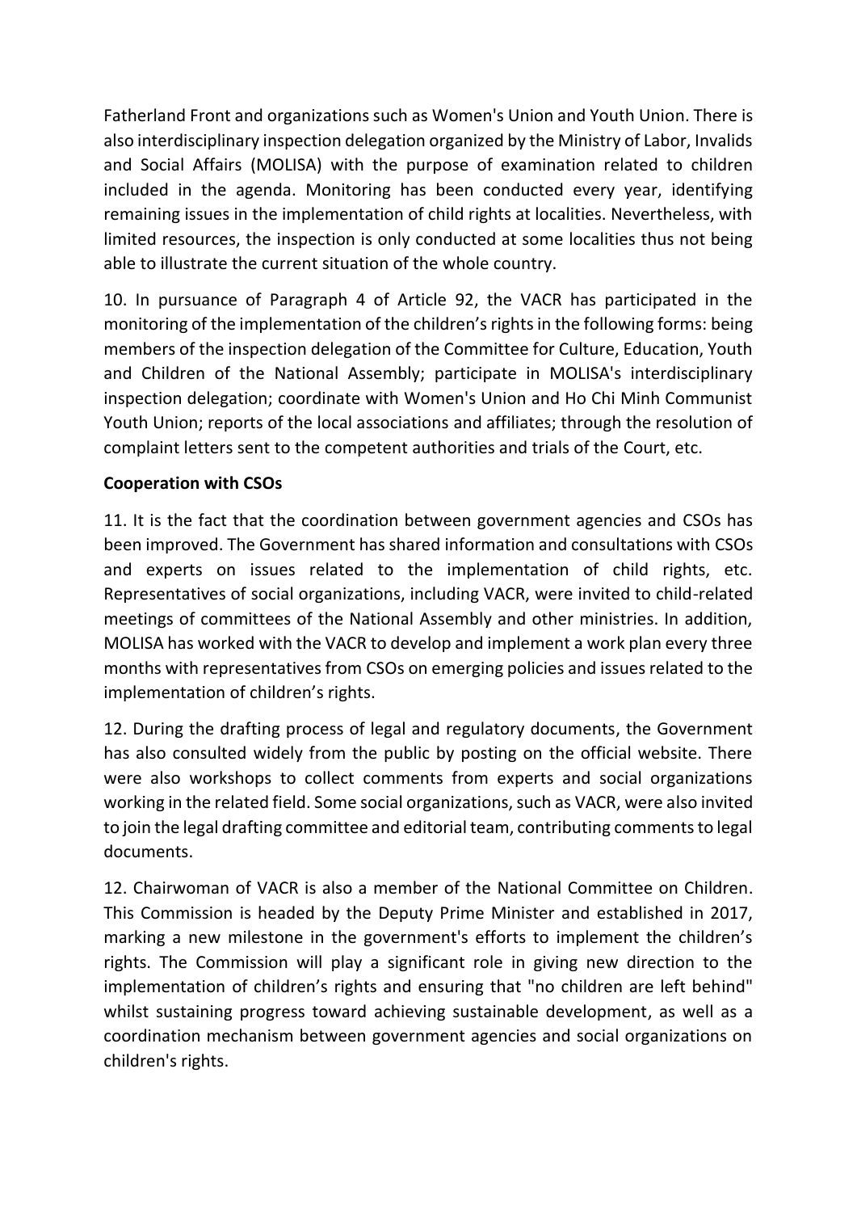Fatherland Front and organizations such as Women's Union and Youth Union. There is also interdisciplinary inspection delegation organized by the Ministry of Labor, Invalids and Social Affairs (MOLISA) with the purpose of examination related to children included in the agenda. Monitoring has been conducted every year, identifying remaining issues in the implementation of child rights at localities. Nevertheless, with limited resources, the inspection is only conducted at some localities thus not being able to illustrate the current situation of the whole country.

10. In pursuance of Paragraph 4 of Article 92, the VACR has participated in the monitoring of the implementation of the children's rights in the following forms: being members of the inspection delegation of the Committee for Culture, Education, Youth and Children of the National Assembly; participate in MOLISA's interdisciplinary inspection delegation; coordinate with Women's Union and Ho Chi Minh Communist Youth Union; reports of the local associations and affiliates; through the resolution of complaint letters sent to the competent authorities and trials of the Court, etc.

**Cooperation with CSOs**

11. It is the fact that the coordination between government agencies and CSOs has been improved. The Government has shared information and consultations with CSOs and experts on issues related to the implementation of child rights, etc. Representatives of social organizations, including VACR, were invited to child-related meetings of committees of the National Assembly and other ministries. In addition, MOLISA has worked with the VACR to develop and implement a work plan every three months with representatives from CSOs on emerging policies and issues related to the implementation of children's rights.

12. During the drafting process of legal and regulatory documents, the Government has also consulted widely from the public by posting on the official website. There were also workshops to collect comments from experts and social organizations working in the related field. Some social organizations, such as VACR, were also invited to join the legal drafting committee and editorial team, contributing comments to legal documents.

12. Chairwoman of VACR is also a member of the National Committee on Children. This Commission is headed by the Deputy Prime Minister and established in 2017, marking a new milestone in the government's efforts to implement the children's rights. The Commission will play a significant role in giving new direction to the implementation of children's rights and ensuring that "no children are left behind" whilst sustaining progress toward achieving sustainable development, as well as a coordination mechanism between government agencies and social organizations on children's rights.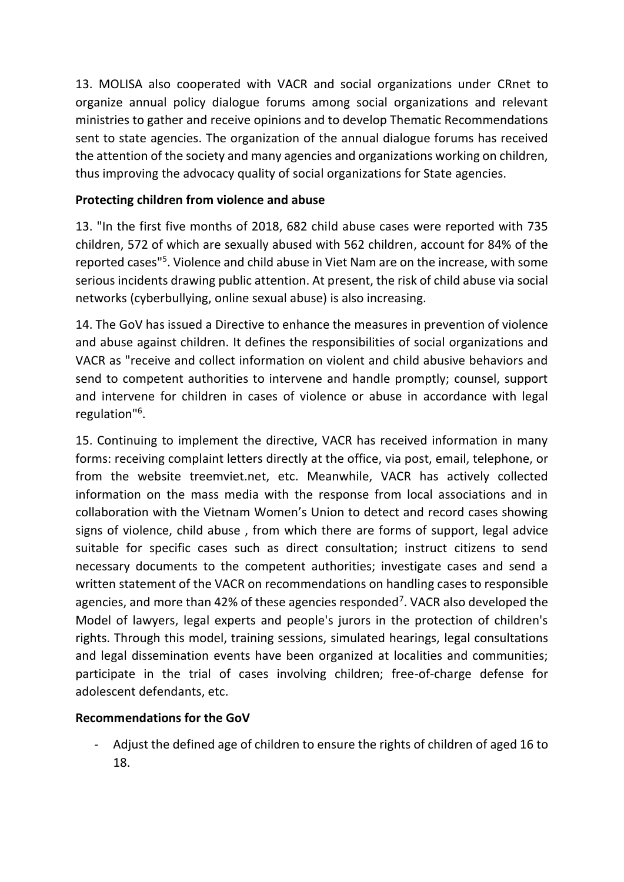13. MOLISA also cooperated with VACR and social organizations under CRnet to organize annual policy dialogue forums among social organizations and relevant ministries to gather and receive opinions and to develop Thematic Recommendations sent to state agencies. The organization of the annual dialogue forums has received the attention of the society and many agencies and organizations working on children, thus improving the advocacy quality of social organizations for State agencies.

**Protecting children from violence and abuse**

13. "In the first five months of 2018, 682 child abuse cases were reported with 735 children, 572 of which are sexually abused with 562 children, account for 84% of the reported cases"[5]. Violence and child abuse in Viet Nam are on the increase, with some serious incidents drawing public attention. At present, the risk of child abuse via social networks (cyberbullying, online sexual abuse) is also increasing.

14. The GoV has issued a Directive to enhance the measures in prevention of violence and abuse against children. It defines the responsibilities of social organizations and VACR as "receive and collect information on violent and child abusive behaviors and send to competent authorities to intervene and handle promptly; counsel, support and intervene for children in cases of violence or abuse in accordance with legal regulation"[6].

15. Continuing to implement the directive, VACR has received information in many forms: receiving complaint letters directly at the office, via post, email, telephone, or from the website treemviet.net, etc. Meanwhile, VACR has actively collected information on the mass media with the response from local associations and in collaboration with the Vietnam Women's Union to detect and record cases showing signs of violence, child abuse , from which there are forms of support, legal advice suitable for specific cases such as direct consultation; instruct citizens to send necessary documents to the competent authorities; investigate cases and send a written statement of the VACR on recommendations on handling cases to responsible agencies, and more than 42% of these agencies responded[7]. VACR also developed the Model of lawyers, legal experts and people's jurors in the protection of children's rights. Through this model, training sessions, simulated hearings, legal consultations and legal dissemination events have been organized at localities and communities; participate in the trial of cases involving children; free-of-charge defense for adolescent defendants, etc.

**Recommendations for the GoV**

- Adjust the defined age of children to ensure the rights of children of aged 16 to 18.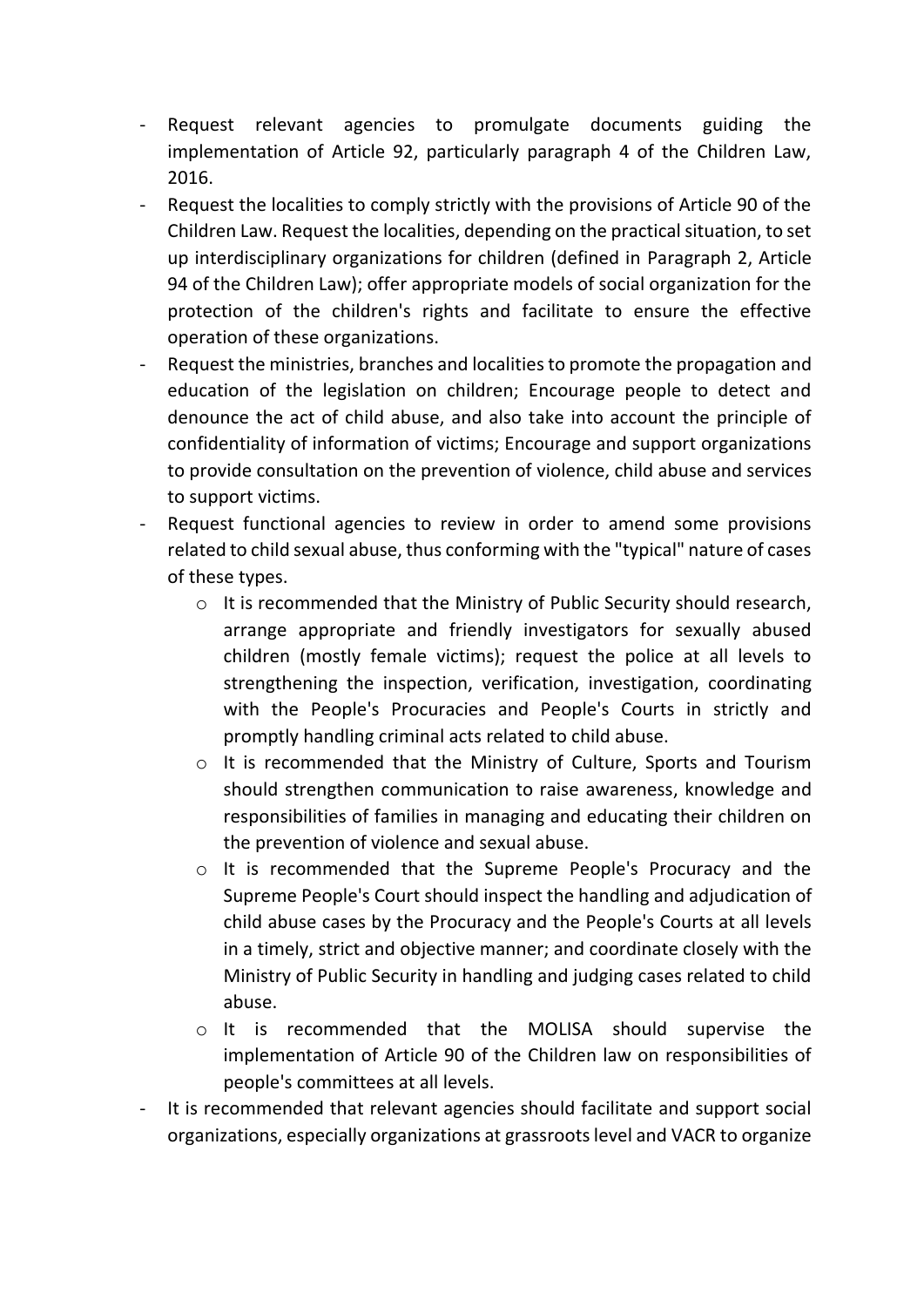- Request relevant agencies to promulgate documents guiding the implementation of Article 92, particularly paragraph 4 of the Children Law, 2016.
- Request the localities to comply strictly with the provisions of Article 90 of the Children Law. Request the localities, depending on the practical situation, to set up interdisciplinary organizations for children (defined in Paragraph 2, Article 94 of the Children Law); offer appropriate models of social organization for the protection of the children's rights and facilitate to ensure the effective operation of these organizations.
- Request the ministries, branches and localities to promote the propagation and education of the legislation on children; Encourage people to detect and denounce the act of child abuse, and also take into account the principle of confidentiality of information of victims; Encourage and support organizations to provide consultation on the prevention of violence, child abuse and services to support victims.
- Request functional agencies to review in order to amend some provisions related to child sexual abuse, thus conforming with the "typical" nature of cases of these types.
    - It is recommended that the Ministry of Public Security should research, arrange appropriate and friendly investigators for sexually abused children (mostly female victims); request the police at all levels to strengthening the inspection, verification, investigation, coordinating with the People's Procuracies and People's Courts in strictly and promptly handling criminal acts related to child abuse.
    - It is recommended that the Ministry of Culture, Sports and Tourism should strengthen communication to raise awareness, knowledge and responsibilities of families in managing and educating their children on the prevention of violence and sexual abuse.
    - It is recommended that the Supreme People's Procuracy and the Supreme People's Court should inspect the handling and adjudication of child abuse cases by the Procuracy and the People's Courts at all levels in a timely, strict and objective manner; and coordinate closely with the Ministry of Public Security in handling and judging cases related to child abuse.
    - It is recommended that the MOLISA should supervise the implementation of Article 90 of the Children law on responsibilities of people's committees at all levels.
- It is recommended that relevant agencies should facilitate and support social organizations, especially organizations at grassroots level and VACR to organize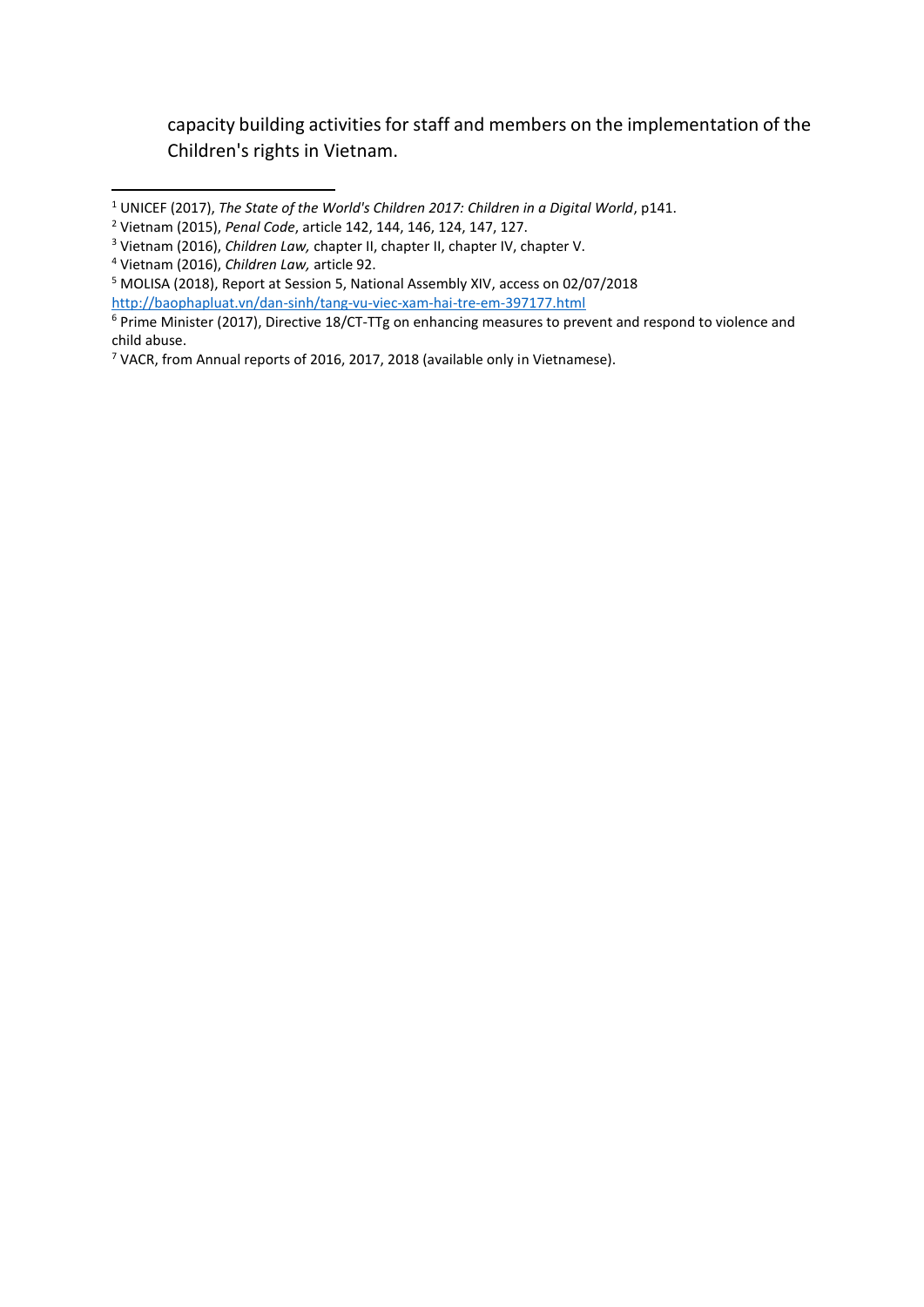capacity building activities for staff and members on the implementation of the Children's rights in Vietnam.

---

[1] UNICEF (2017), *The State of the World's Children 2017: Children in a Digital World*, p141.

[2] Vietnam (2015), *Penal Code*, article 142, 144, 146, 124, 147, 127.

[3] Vietnam (2016), *Children Law,* chapter II, chapter II, chapter IV, chapter V.

[4] Vietnam (2016), *Children Law,* article 92.

[5] MOLISA (2018), Report at Session 5, National Assembly XIV, access on 02/07/2018 http://baophapluat.vn/dan-sinh/tang-vu-viec-xam-hai-tre-em-397177.html

[6] Prime Minister (2017), Directive 18/CT-TTg on enhancing measures to prevent and respond to violence and child abuse.

[7] VACR, from Annual reports of 2016, 2017, 2018 (available only in Vietnamese).